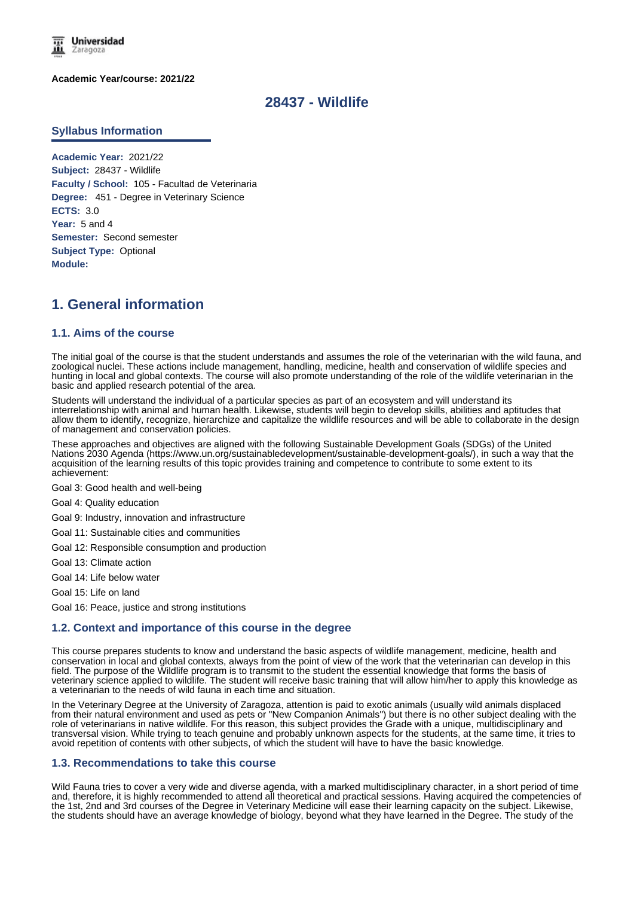**Academic Year/course: 2021/22**

# 28437 - Wildlife

### Syllabus Information

**Academic Year:** 2021/22
**Subject:** 28437 - Wildlife
**Faculty / School:** 105 - Facultad de Veterinaria
**Degree:** 451 - Degree in Veterinary Science
**ECTS:** 3.0
**Year:** 5 and 4
**Semester:** Second semester
**Subject Type:** Optional
**Module:**

## 1. General information

### 1.1. Aims of the course

The initial goal of the course is that the student understands and assumes the role of the veterinarian with the wild fauna, and zoological nuclei. These actions include management, handling, medicine, health and conservation of wildlife species and hunting in local and global contexts. The course will also promote understanding of the role of the wildlife veterinarian in the basic and applied research potential of the area.

Students will understand the individual of a particular species as part of an ecosystem and will understand its interrelationship with animal and human health. Likewise, students will begin to develop skills, abilities and aptitudes that allow them to identify, recognize, hierarchize and capitalize the wildlife resources and will be able to collaborate in the design of management and conservation policies.

These approaches and objectives are aligned with the following Sustainable Development Goals (SDGs) of the United Nations 2030 Agenda (https://www.un.org/sustainabledevelopment/sustainable-development-goals/), in such a way that the acquisition of the learning results of this topic provides training and competence to contribute to some extent to its achievement:

Goal 3: Good health and well-being

Goal 4: Quality education

Goal 9: Industry, innovation and infrastructure

Goal 11: Sustainable cities and communities

Goal 12: Responsible consumption and production

Goal 13: Climate action

Goal 14: Life below water

Goal 15: Life on land

Goal 16: Peace, justice and strong institutions

### 1.2. Context and importance of this course in the degree

This course prepares students to know and understand the basic aspects of wildlife management, medicine, health and conservation in local and global contexts, always from the point of view of the work that the veterinarian can develop in this field. The purpose of the Wildlife program is to transmit to the student the essential knowledge that forms the basis of veterinary science applied to wildlife. The student will receive basic training that will allow him/her to apply this knowledge as a veterinarian to the needs of wild fauna in each time and situation.

In the Veterinary Degree at the University of Zaragoza, attention is paid to exotic animals (usually wild animals displaced from their natural environment and used as pets or "New Companion Animals") but there is no other subject dealing with the role of veterinarians in native wildlife. For this reason, this subject provides the Grade with a unique, multidisciplinary and transversal vision. While trying to teach genuine and probably unknown aspects for the students, at the same time, it tries to avoid repetition of contents with other subjects, of which the student will have to have the basic knowledge.

### 1.3. Recommendations to take this course

Wild Fauna tries to cover a very wide and diverse agenda, with a marked multidisciplinary character, in a short period of time and, therefore, it is highly recommended to attend all theoretical and practical sessions. Having acquired the competencies of the 1st, 2nd and 3rd courses of the Degree in Veterinary Medicine will ease their learning capacity on the subject. Likewise, the students should have an average knowledge of biology, beyond what they have learned in the Degree. The study of the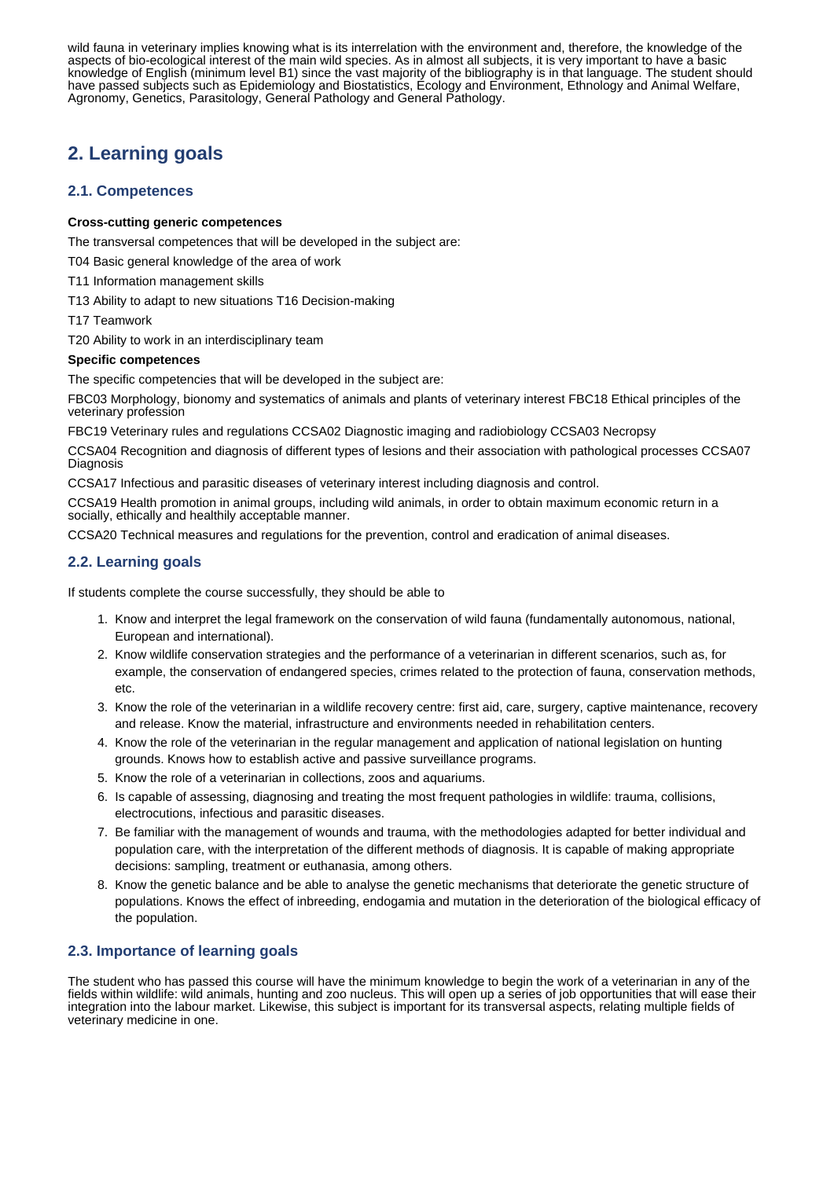wild fauna in veterinary implies knowing what is its interrelation with the environment and, therefore, the knowledge of the aspects of bio-ecological interest of the main wild species. As in almost all subjects, it is very important to have a basic knowledge of English (minimum level B1) since the vast majority of the bibliography is in that language. The student should have passed subjects such as Epidemiology and Biostatistics, Ecology and Environment, Ethnology and Animal Welfare, Agronomy, Genetics, Parasitology, General Pathology and General Pathology.

## 2. Learning goals

### 2.1. Competences

**Cross-cutting generic competences**

The transversal competences that will be developed in the subject are:

T04 Basic general knowledge of the area of work

T11 Information management skills

T13 Ability to adapt to new situations T16 Decision-making

T17 Teamwork

T20 Ability to work in an interdisciplinary team

**Specific competences**

The specific competencies that will be developed in the subject are:

FBC03 Morphology, bionomy and systematics of animals and plants of veterinary interest FBC18 Ethical principles of the veterinary profession

FBC19 Veterinary rules and regulations CCSA02 Diagnostic imaging and radiobiology CCSA03 Necropsy

CCSA04 Recognition and diagnosis of different types of lesions and their association with pathological processes CCSA07 Diagnosis

CCSA17 Infectious and parasitic diseases of veterinary interest including diagnosis and control.

CCSA19 Health promotion in animal groups, including wild animals, in order to obtain maximum economic return in a socially, ethically and healthily acceptable manner.

CCSA20 Technical measures and regulations for the prevention, control and eradication of animal diseases.

### 2.2. Learning goals

If students complete the course successfully, they should be able to

1. Know and interpret the legal framework on the conservation of wild fauna (fundamentally autonomous, national, European and international).
2. Know wildlife conservation strategies and the performance of a veterinarian in different scenarios, such as, for example, the conservation of endangered species, crimes related to the protection of fauna, conservation methods, etc.
3. Know the role of the veterinarian in a wildlife recovery centre: first aid, care, surgery, captive maintenance, recovery and release. Know the material, infrastructure and environments needed in rehabilitation centers.
4. Know the role of the veterinarian in the regular management and application of national legislation on hunting grounds. Knows how to establish active and passive surveillance programs.
5. Know the role of a veterinarian in collections, zoos and aquariums.
6. Is capable of assessing, diagnosing and treating the most frequent pathologies in wildlife: trauma, collisions, electrocutions, infectious and parasitic diseases.
7. Be familiar with the management of wounds and trauma, with the methodologies adapted for better individual and population care, with the interpretation of the different methods of diagnosis. It is capable of making appropriate decisions: sampling, treatment or euthanasia, among others.
8. Know the genetic balance and be able to analyse the genetic mechanisms that deteriorate the genetic structure of populations. Knows the effect of inbreeding, endogamia and mutation in the deterioration of the biological efficacy of the population.

### 2.3. Importance of learning goals

The student who has passed this course will have the minimum knowledge to begin the work of a veterinarian in any of the fields within wildlife: wild animals, hunting and zoo nucleus. This will open up a series of job opportunities that will ease their integration into the labour market. Likewise, this subject is important for its transversal aspects, relating multiple fields of veterinary medicine in one.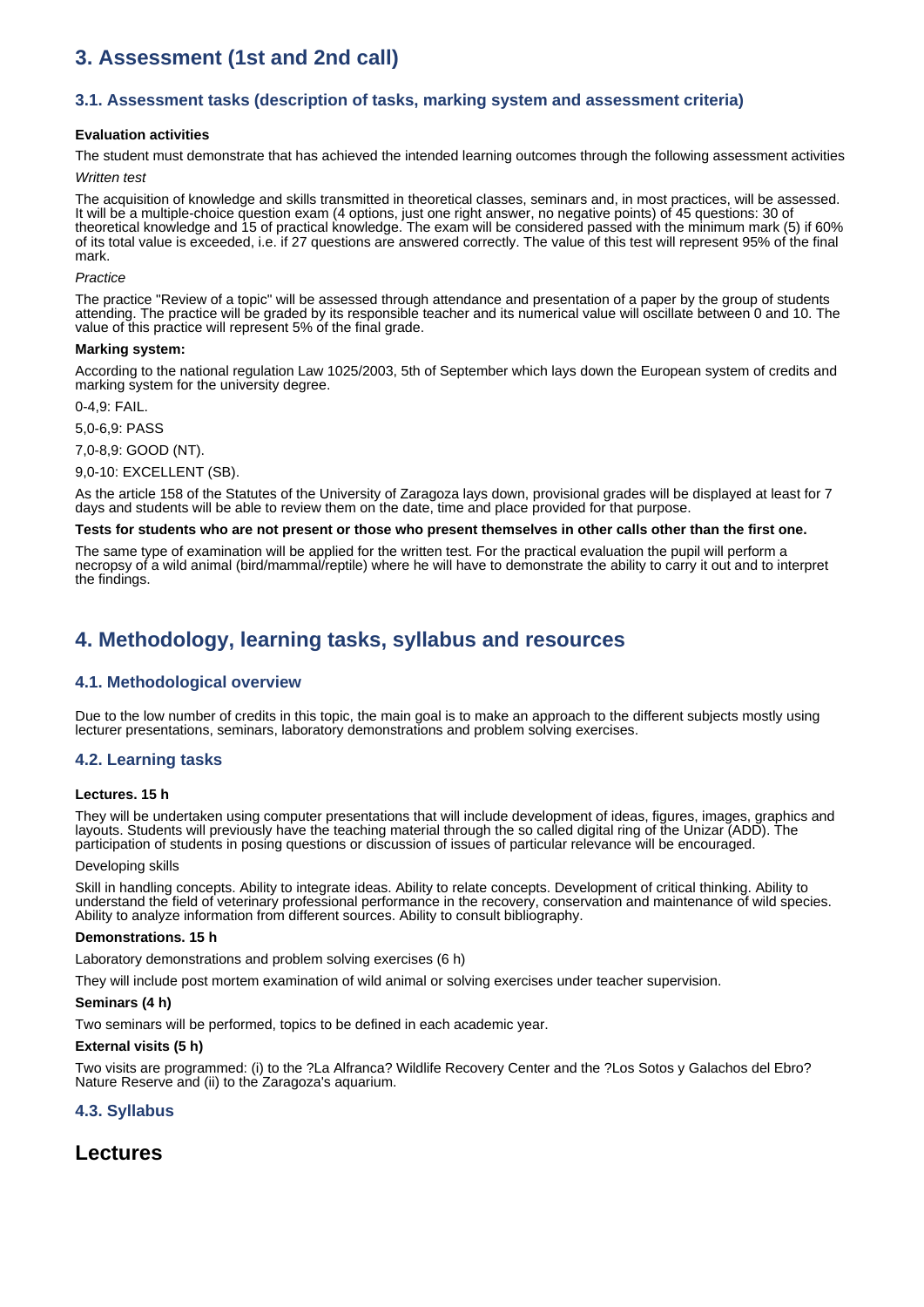# 3. Assessment (1st and 2nd call)

## 3.1. Assessment tasks (description of tasks, marking system and assessment criteria)

**Evaluation activities**

The student must demonstrate that has achieved the intended learning outcomes through the following assessment activities

*Written test*

The acquisition of knowledge and skills transmitted in theoretical classes, seminars and, in most practices, will be assessed. It will be a multiple-choice question exam (4 options, just one right answer, no negative points) of 45 questions: 30 of theoretical knowledge and 15 of practical knowledge. The exam will be considered passed with the minimum mark (5) if 60% of its total value is exceeded, i.e. if 27 questions are answered correctly. The value of this test will represent 95% of the final mark.

*Practice*

The practice "Review of a topic" will be assessed through attendance and presentation of a paper by the group of students attending. The practice will be graded by its responsible teacher and its numerical value will oscillate between 0 and 10. The value of this practice will represent 5% of the final grade.

**Marking system:**

According to the national regulation Law 1025/2003, 5th of September which lays down the European system of credits and marking system for the university degree.

0-4,9: FAIL.

5,0-6,9: PASS

7,0-8,9: GOOD (NT).

9,0-10: EXCELLENT (SB).

As the article 158 of the Statutes of the University of Zaragoza lays down, provisional grades will be displayed at least for 7 days and students will be able to review them on the date, time and place provided for that purpose.

**Tests for students who are not present or those who present themselves in other calls other than the first one.**

The same type of examination will be applied for the written test. For the practical evaluation the pupil will perform a necropsy of a wild animal (bird/mammal/reptile) where he will have to demonstrate the ability to carry it out and to interpret the findings.

# 4. Methodology, learning tasks, syllabus and resources

## 4.1. Methodological overview

Due to the low number of credits in this topic, the main goal is to make an approach to the different subjects mostly using lecturer presentations, seminars, laboratory demonstrations and problem solving exercises.

## 4.2. Learning tasks

**Lectures. 15 h**

They will be undertaken using computer presentations that will include development of ideas, figures, images, graphics and layouts. Students will previously have the teaching material through the so called digital ring of the Unizar (ADD). The participation of students in posing questions or discussion of issues of particular relevance will be encouraged.

Developing skills

Skill in handling concepts. Ability to integrate ideas. Ability to relate concepts. Development of critical thinking. Ability to understand the field of veterinary professional performance in the recovery, conservation and maintenance of wild species. Ability to analyze information from different sources. Ability to consult bibliography.

**Demonstrations. 15 h**

Laboratory demonstrations and problem solving exercises (6 h)

They will include post mortem examination of wild animal or solving exercises under teacher supervision.

**Seminars (4 h)**

Two seminars will be performed, topics to be defined in each academic year.

**External visits (5 h)**

Two visits are programmed: (i) to the ?La Alfranca? Wildlife Recovery Center and the ?Los Sotos y Galachos del Ebro? Nature Reserve and (ii) to the Zaragoza's aquarium.

## 4.3. Syllabus

# Lectures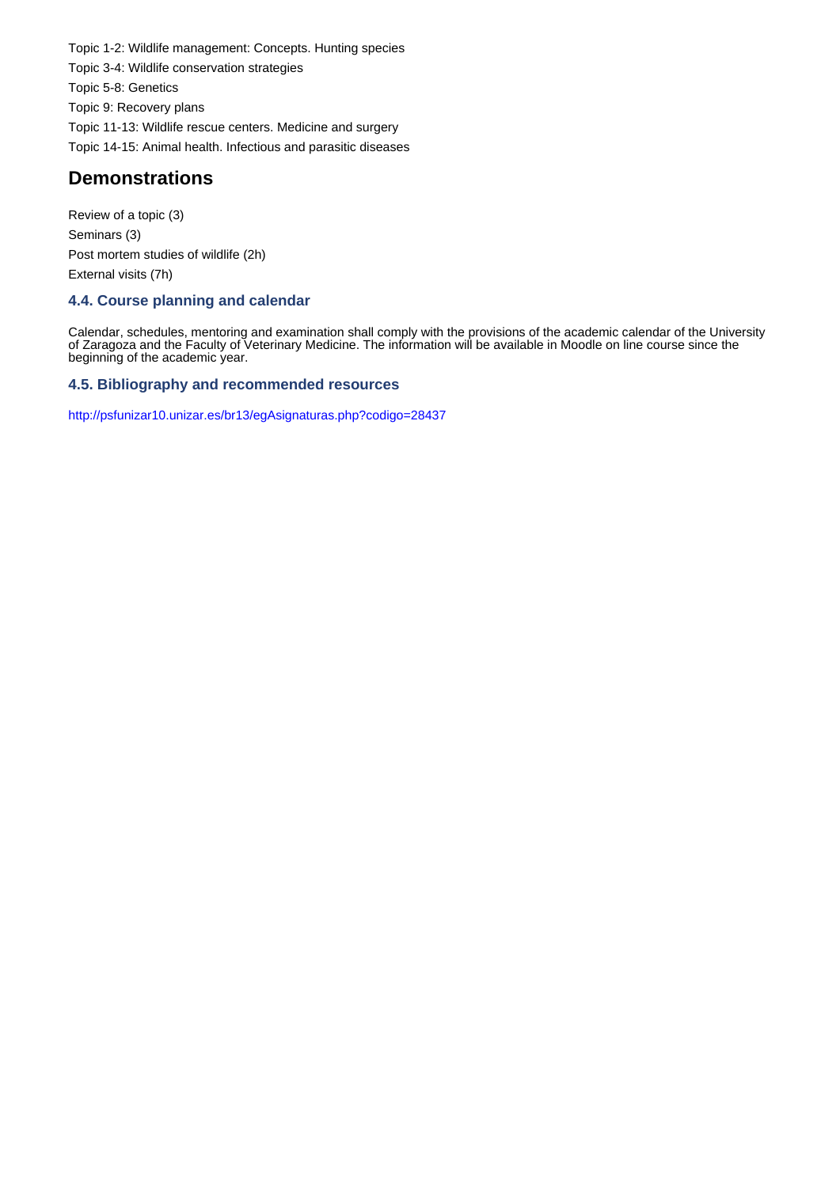Topic 1-2: Wildlife management: Concepts. Hunting species

Topic 3-4: Wildlife conservation strategies

Topic 5-8: Genetics

Topic 9: Recovery plans

Topic 11-13: Wildlife rescue centers. Medicine and surgery

Topic 14-15: Animal health. Infectious and parasitic diseases

## Demonstrations

Review of a topic (3)

Seminars (3)

Post mortem studies of wildlife (2h)

External visits (7h)

### 4.4. Course planning and calendar

Calendar, schedules, mentoring and examination shall comply with the provisions of the academic calendar of the University of Zaragoza and the Faculty of Veterinary Medicine. The information will be available in Moodle on line course since the beginning of the academic year.

### 4.5. Bibliography and recommended resources

http://psfunizar10.unizar.es/br13/egAsignaturas.php?codigo=28437